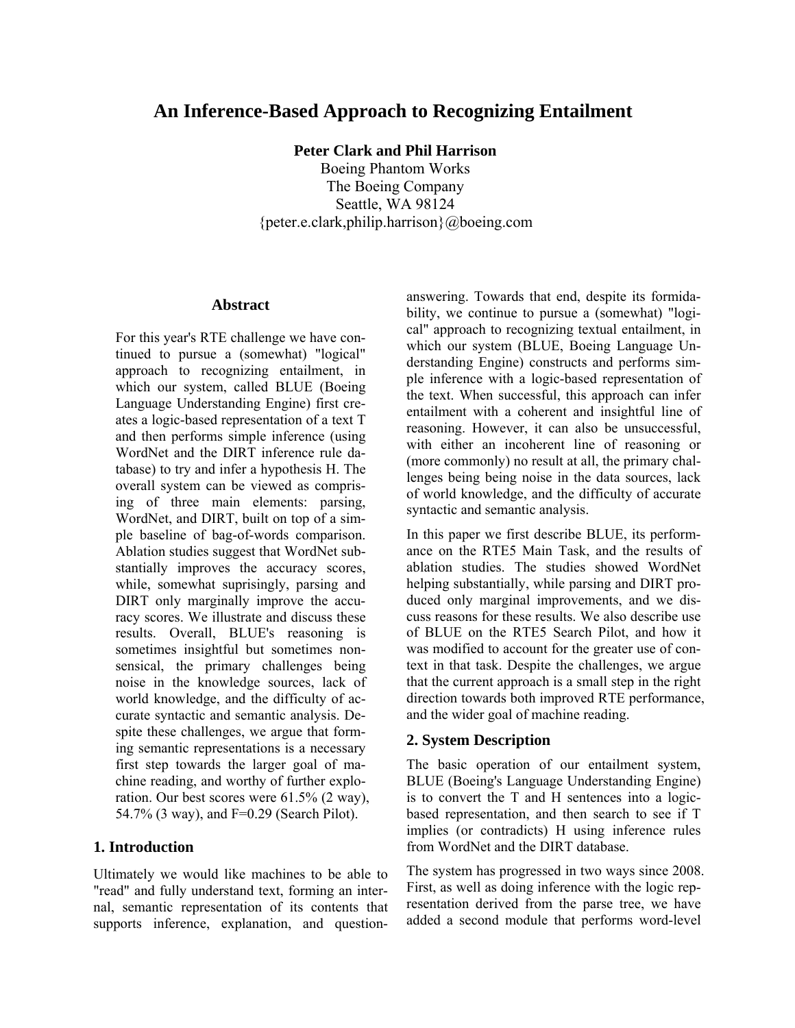# An Inference-Based Approach to Recognizing Entailment

**Peter Clark and Phil Harrison**
Boeing Phantom Works
The Boeing Company
Seattle, WA 98124
{peter.e.clark,philip.harrison}@boeing.com

### Abstract

For this year's RTE challenge we have continued to pursue a (somewhat) "logical" approach to recognizing entailment, in which our system, called BLUE (Boeing Language Understanding Engine) first creates a logic-based representation of a text T and then performs simple inference (using WordNet and the DIRT inference rule database) to try and infer a hypothesis H. The overall system can be viewed as comprising of three main elements: parsing, WordNet, and DIRT, built on top of a simple baseline of bag-of-words comparison. Ablation studies suggest that WordNet substantially improves the accuracy scores, while, somewhat suprisingly, parsing and DIRT only marginally improve the accuracy scores. We illustrate and discuss these results. Overall, BLUE's reasoning is sometimes insightful but sometimes nonsensical, the primary challenges being noise in the knowledge sources, lack of world knowledge, and the difficulty of accurate syntactic and semantic analysis. Despite these challenges, we argue that forming semantic representations is a necessary first step towards the larger goal of machine reading, and worthy of further exploration. Our best scores were 61.5% (2 way), 54.7% (3 way), and F=0.29 (Search Pilot).

## 1. Introduction

Ultimately we would like machines to be able to "read" and fully understand text, forming an internal, semantic representation of its contents that supports inference, explanation, and question-answering. Towards that end, despite its formidability, we continue to pursue a (somewhat) "logical" approach to recognizing textual entailment, in which our system (BLUE, Boeing Language Understanding Engine) constructs and performs simple inference with a logic-based representation of the text. When successful, this approach can infer entailment with a coherent and insightful line of reasoning. However, it can also be unsuccessful, with either an incoherent line of reasoning or (more commonly) no result at all, the primary challenges being being noise in the data sources, lack of world knowledge, and the difficulty of accurate syntactic and semantic analysis.

In this paper we first describe BLUE, its performance on the RTE5 Main Task, and the results of ablation studies. The studies showed WordNet helping substantially, while parsing and DIRT produced only marginal improvements, and we discuss reasons for these results. We also describe use of BLUE on the RTE5 Search Pilot, and how it was modified to account for the greater use of context in that task. Despite the challenges, we argue that the current approach is a small step in the right direction towards both improved RTE performance, and the wider goal of machine reading.

## 2. System Description

The basic operation of our entailment system, BLUE (Boeing's Language Understanding Engine) is to convert the T and H sentences into a logic-based representation, and then search to see if T implies (or contradicts) H using inference rules from WordNet and the DIRT database.

The system has progressed in two ways since 2008. First, as well as doing inference with the logic representation derived from the parse tree, we have added a second module that performs word-level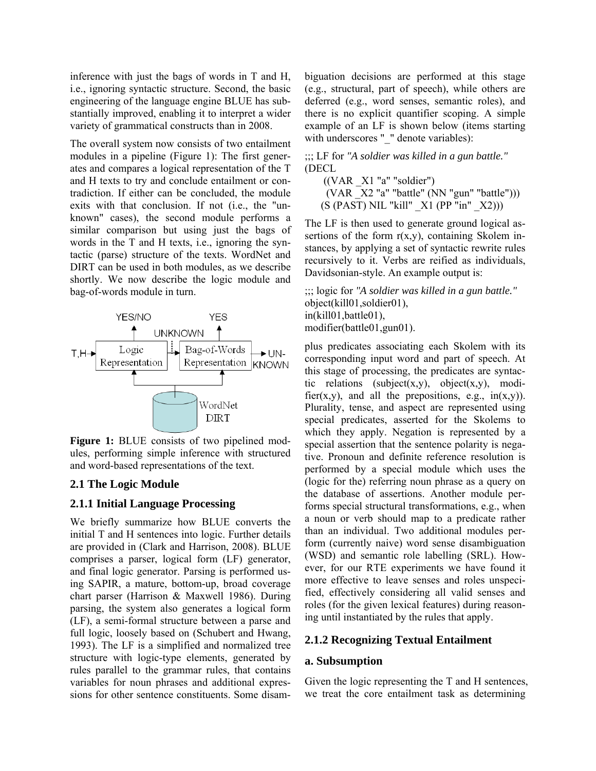inference with just the bags of words in T and H, i.e., ignoring syntactic structure. Second, the basic engineering of the language engine BLUE has substantially improved, enabling it to interpret a wider variety of grammatical constructs than in 2008.

The overall system now consists of two entailment modules in a pipeline (Figure 1): The first generates and compares a logical representation of the T and H texts to try and conclude entailment or contradiction. If either can be concluded, the module exits with that conclusion. If not (i.e., the "unknown" cases), the second module performs a similar comparison but using just the bags of words in the T and H texts, i.e., ignoring the syntactic (parse) structure of the texts. WordNet and DIRT can be used in both modules, as we describe shortly. We now describe the logic module and bag-of-words module in turn.

**Figure 1:** BLUE consists of two pipelined modules, performing simple inference with structured and word-based representations of the text.

### 2.1 The Logic Module

### 2.1.1 Initial Language Processing

We briefly summarize how BLUE converts the initial T and H sentences into logic. Further details are provided in (Clark and Harrison, 2008). BLUE comprises a parser, logical form (LF) generator, and final logic generator. Parsing is performed using SAPIR, a mature, bottom-up, broad coverage chart parser (Harrison & Maxwell 1986). During parsing, the system also generates a logical form (LF), a semi-formal structure between a parse and full logic, loosely based on (Schubert and Hwang, 1993). The LF is a simplified and normalized tree structure with logic-type elements, generated by rules parallel to the grammar rules, that contains variables for noun phrases and additional expressions for other sentence constituents. Some disambiguation decisions are performed at this stage (e.g., structural, part of speech), while others are deferred (e.g., word senses, semantic roles), and there is no explicit quantifier scoping. A simple example of an LF is shown below (items starting with underscores "_" denote variables):

```
;;; LF for "A soldier was killed in a gun battle."
(DECL
  ((VAR _X1 "a" "soldier")
   (VAR _X2 "a" "battle" (NN "gun" "battle")))
  (S (PAST) NIL "kill" _X1 (PP "in" _X2)))
```

The LF is then used to generate ground logical assertions of the form r(x,y), containing Skolem instances, by applying a set of syntactic rewrite rules recursively to it. Verbs are reified as individuals, Davidsonian-style. An example output is:

```
;;; logic for "A soldier was killed in a gun battle."
object(kill01,soldier01),
in(kill01,battle01),
modifier(battle01,gun01).
```

plus predicates associating each Skolem with its corresponding input word and part of speech. At this stage of processing, the predicates are syntactic relations (subject(x,y), object(x,y), modifier(x,y), and all the prepositions, e.g., in(x,y)). Plurality, tense, and aspect are represented using special predicates, asserted for the Skolems to which they apply. Negation is represented by a special assertion that the sentence polarity is negative. Pronoun and definite reference resolution is performed by a special module which uses the (logic for the) referring noun phrase as a query on the database of assertions. Another module performs special structural transformations, e.g., when a noun or verb should map to a predicate rather than an individual. Two additional modules perform (currently naive) word sense disambiguation (WSD) and semantic role labelling (SRL). However, for our RTE experiments we have found it more effective to leave senses and roles unspecified, effectively considering all valid senses and roles (for the given lexical features) during reasoning until instantiated by the rules that apply.

### 2.1.2 Recognizing Textual Entailment

#### a. Subsumption

Given the logic representing the T and H sentences, we treat the core entailment task as determining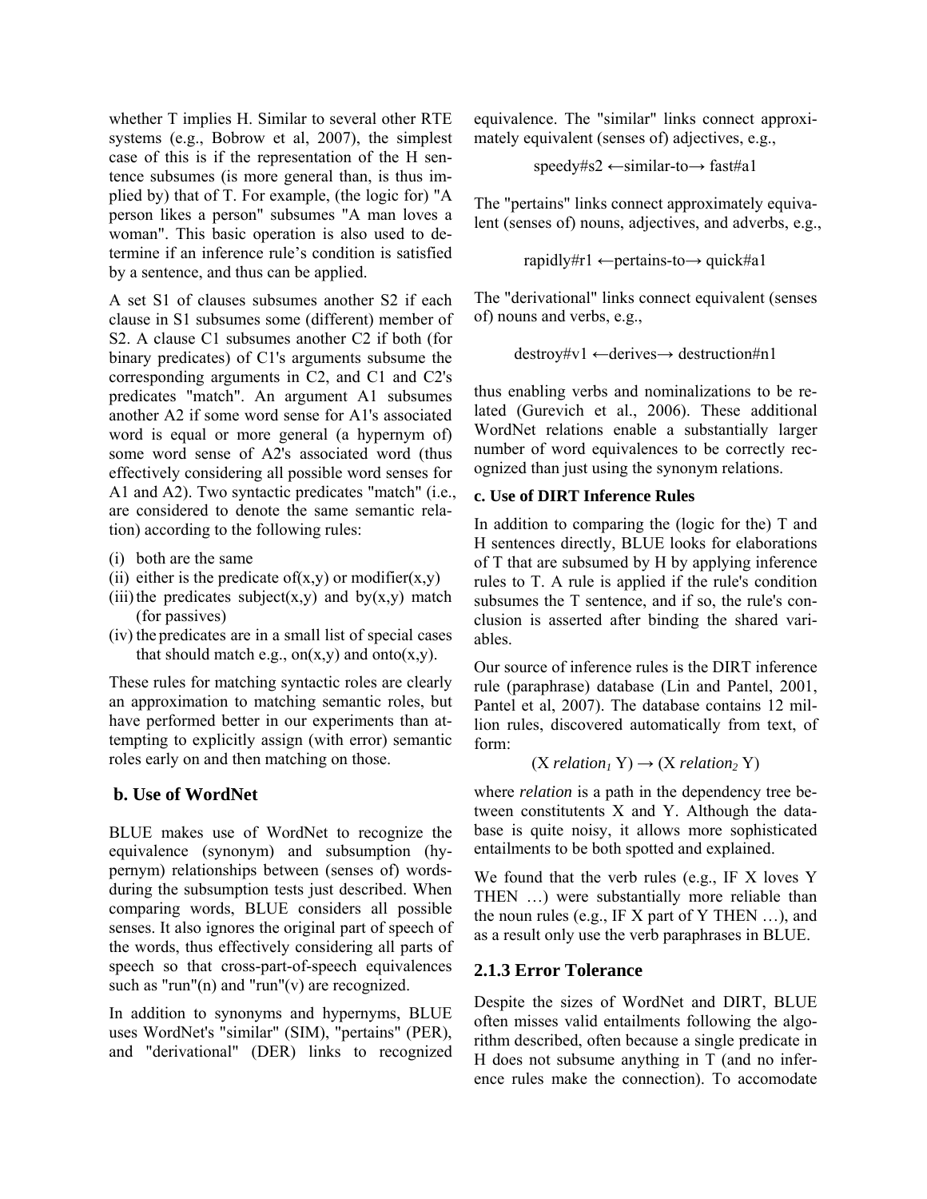whether T implies H. Similar to several other RTE systems (e.g., Bobrow et al, 2007), the simplest case of this is if the representation of the H sentence subsumes (is more general than, is thus implied by) that of T. For example, (the logic for) "A person likes a person" subsumes "A man loves a woman". This basic operation is also used to determine if an inference rule's condition is satisfied by a sentence, and thus can be applied.

A set S1 of clauses subsumes another S2 if each clause in S1 subsumes some (different) member of S2. A clause C1 subsumes another C2 if both (for binary predicates) of C1's arguments subsume the corresponding arguments in C2, and C1 and C2's predicates "match". An argument A1 subsumes another A2 if some word sense for A1's associated word is equal or more general (a hypernym of) some word sense of A2's associated word (thus effectively considering all possible word senses for A1 and A2). Two syntactic predicates "match" (i.e., are considered to denote the same semantic relation) according to the following rules:

(i) both are the same
(ii) either is the predicate of(x,y) or modifier(x,y)
(iii) the predicates subject(x,y) and by(x,y) match (for passives)
(iv) the predicates are in a small list of special cases that should match e.g., on(x,y) and onto(x,y).

These rules for matching syntactic roles are clearly an approximation to matching semantic roles, but have performed better in our experiments than attempting to explicitly assign (with error) semantic roles early on and then matching on those.

### b. Use of WordNet

BLUE makes use of WordNet to recognize the equivalence (synonym) and subsumption (hypernym) relationships between (senses of) words during the subsumption tests just described. When comparing words, BLUE considers all possible senses. It also ignores the original part of speech of the words, thus effectively considering all parts of speech so that cross-part-of-speech equivalences such as "run"(n) and "run"(v) are recognized.

In addition to synonyms and hypernyms, BLUE uses WordNet's "similar" (SIM), "pertains" (PER), and "derivational" (DER) links to recognized equivalence. The "similar" links connect approximately equivalent (senses of) adjectives, e.g.,

speedy#s2 ←similar-to→ fast#a1

The "pertains" links connect approximately equivalent (senses of) nouns, adjectives, and adverbs, e.g.,

rapidly#r1 ←pertains-to→ quick#a1

The "derivational" links connect equivalent (senses of) nouns and verbs, e.g.,

destroy#v1 ←derives→ destruction#n1

thus enabling verbs and nominalizations to be related (Gurevich et al., 2006). These additional WordNet relations enable a substantially larger number of word equivalences to be correctly recognized than just using the synonym relations.

#### c. Use of DIRT Inference Rules

In addition to comparing the (logic for the) T and H sentences directly, BLUE looks for elaborations of T that are subsumed by H by applying inference rules to T. A rule is applied if the rule's condition subsumes the T sentence, and if so, the rule's conclusion is asserted after binding the shared variables.

Our source of inference rules is the DIRT inference rule (paraphrase) database (Lin and Pantel, 2001, Pantel et al, 2007). The database contains 12 million rules, discovered automatically from text, of form:

$$(X\ relation_1\ Y) \rightarrow (X\ relation_2\ Y)$$

where *relation* is a path in the dependency tree between constitutents X and Y. Although the database is quite noisy, it allows more sophisticated entailments to be both spotted and explained.

We found that the verb rules (e.g., IF X loves Y THEN …) were substantially more reliable than the noun rules (e.g., IF X part of Y THEN …), and as a result only use the verb paraphrases in BLUE.

### 2.1.3 Error Tolerance

Despite the sizes of WordNet and DIRT, BLUE often misses valid entailments following the algorithm described, often because a single predicate in H does not subsume anything in T (and no inference rules make the connection). To accomodate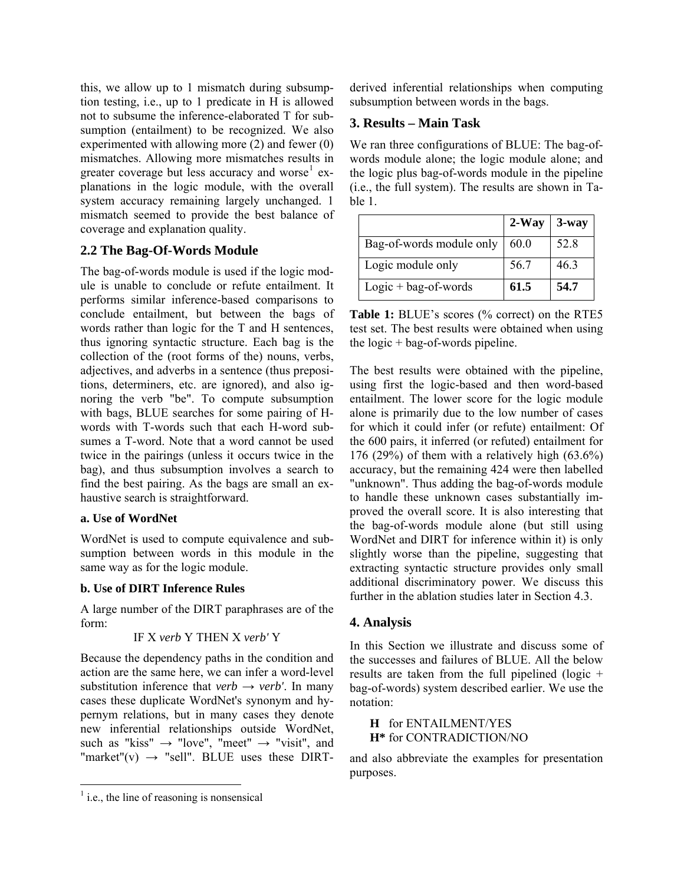this, we allow up to 1 mismatch during subsumption testing, i.e., up to 1 predicate in H is allowed not to subsume the inference-elaborated T for subsumption (entailment) to be recognized. We also experimented with allowing more (2) and fewer (0) mismatches. Allowing more mismatches results in greater coverage but less accuracy and worse[1] explanations in the logic module, with the overall system accuracy remaining largely unchanged. 1 mismatch seemed to provide the best balance of coverage and explanation quality.

## 2.2 The Bag-Of-Words Module

The bag-of-words module is used if the logic module is unable to conclude or refute entailment. It performs similar inference-based comparisons to conclude entailment, but between the bags of words rather than logic for the T and H sentences, thus ignoring syntactic structure. Each bag is the collection of the (root forms of the) nouns, verbs, adjectives, and adverbs in a sentence (thus prepositions, determiners, etc. are ignored), and also ignoring the verb "be". To compute subsumption with bags, BLUE searches for some pairing of H-words with T-words such that each H-word subsumes a T-word. Note that a word cannot be used twice in the pairings (unless it occurs twice in the bag), and thus subsumption involves a search to find the best pairing. As the bags are small an exhaustive search is straightforward.

**a. Use of WordNet**

WordNet is used to compute equivalence and subsumption between words in this module in the same way as for the logic module.

**b. Use of DIRT Inference Rules**

A large number of the DIRT paraphrases are of the form:

IF X *verb* Y THEN X *verb'* Y

Because the dependency paths in the condition and action are the same here, we can infer a word-level substitution inference that *verb* → *verb'*. In many cases these duplicate WordNet's synonym and hypernym relations, but in many cases they denote new inferential relationships outside WordNet, such as "kiss" → "love", "meet" → "visit", and "market"(v) → "sell". BLUE uses these DIRT-derived inferential relationships when computing subsumption between words in the bags.

[1] i.e., the line of reasoning is nonsensical

## 3. Results – Main Task

We ran three configurations of BLUE: The bag-of-words module alone; the logic module alone; and the logic plus bag-of-words module in the pipeline (i.e., the full system). The results are shown in Table 1.

| | 2-Way | 3-way |
|---|---|---|
| Bag-of-words module only | 60.0 | 52.8 |
| Logic module only | 56.7 | 46.3 |
| Logic + bag-of-words | **61.5** | **54.7** |

**Table 1:** BLUE's scores (% correct) on the RTE5 test set. The best results were obtained when using the logic + bag-of-words pipeline.

The best results were obtained with the pipeline, using first the logic-based and then word-based entailment. The lower score for the logic module alone is primarily due to the low number of cases for which it could infer (or refute) entailment: Of the 600 pairs, it inferred (or refuted) entailment for 176 (29%) of them with a relatively high (63.6%) accuracy, but the remaining 424 were then labelled "unknown". Thus adding the bag-of-words module to handle these unknown cases substantially improved the overall score. It is also interesting that the bag-of-words module alone (but still using WordNet and DIRT for inference within it) is only slightly worse than the pipeline, suggesting that extracting syntactic structure provides only small additional discriminatory power. We discuss this further in the ablation studies later in Section 4.3.

## 4. Analysis

In this Section we illustrate and discuss some of the successes and failures of BLUE. All the below results are taken from the full pipelined (logic + bag-of-words) system described earlier. We use the notation:

**H** for ENTAILMENT/YES
**H*** for CONTRADICTION/NO

and also abbreviate the examples for presentation purposes.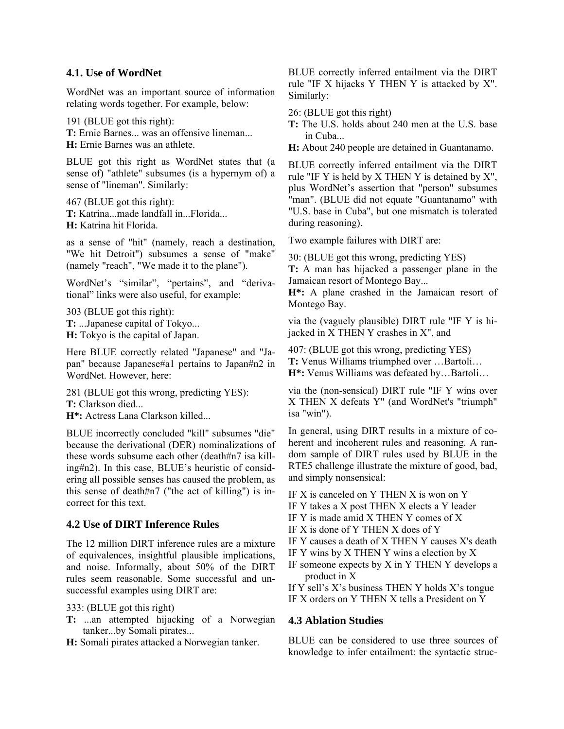### 4.1. Use of WordNet

WordNet was an important source of information relating words together. For example, below:

191 (BLUE got this right):
**T:** Ernie Barnes... was an offensive lineman...
**H:** Ernie Barnes was an athlete.

BLUE got this right as WordNet states that (a sense of) "athlete" subsumes (is a hypernym of) a sense of "lineman". Similarly:

467 (BLUE got this right):
**T:** Katrina...made landfall in...Florida...
**H:** Katrina hit Florida.

as a sense of "hit" (namely, reach a destination, "We hit Detroit") subsumes a sense of "make" (namely "reach", "We made it to the plane").

WordNet's "similar", "pertains", and "derivational" links were also useful, for example:

303 (BLUE got this right):
**T:** ...Japanese capital of Tokyo...
**H:** Tokyo is the capital of Japan.

Here BLUE correctly related "Japanese" and "Japan" because Japanese#a1 pertains to Japan#n2 in WordNet. However, here:

281 (BLUE got this wrong, predicting YES):
**T:** Clarkson died...
**H*:** Actress Lana Clarkson killed...

BLUE incorrectly concluded "kill" subsumes "die" because the derivational (DER) nominalizations of these words subsume each other (death#n7 isa killing#n2). In this case, BLUE's heuristic of considering all possible senses has caused the problem, as this sense of death#n7 ("the act of killing") is incorrect for this text.

### 4.2 Use of DIRT Inference Rules

The 12 million DIRT inference rules are a mixture of equivalences, insightful plausible implications, and noise. Informally, about 50% of the DIRT rules seem reasonable. Some successful and unsuccessful examples using DIRT are:

333: (BLUE got this right)
**T:** ...an attempted hijacking of a Norwegian tanker...by Somali pirates...
**H:** Somali pirates attacked a Norwegian tanker.

BLUE correctly inferred entailment via the DIRT rule "IF X hijacks Y THEN Y is attacked by X". Similarly:

26: (BLUE got this right)
**T:** The U.S. holds about 240 men at the U.S. base in Cuba...
**H:** About 240 people are detained in Guantanamo.

BLUE correctly inferred entailment via the DIRT rule "IF Y is held by X THEN Y is detained by X", plus WordNet's assertion that "person" subsumes "man". (BLUE did not equate "Guantanamo" with "U.S. base in Cuba", but one mismatch is tolerated during reasoning).

Two example failures with DIRT are:

30: (BLUE got this wrong, predicting YES)
**T:** A man has hijacked a passenger plane in the Jamaican resort of Montego Bay...
**H*:** A plane crashed in the Jamaican resort of Montego Bay.

via the (vaguely plausible) DIRT rule "IF Y is hijacked in X THEN Y crashes in X", and

407: (BLUE got this wrong, predicting YES)
**T:** Venus Williams triumphed over …Bartoli…
**H*:** Venus Williams was defeated by…Bartoli…

via the (non-sensical) DIRT rule "IF Y wins over X THEN X defeats Y" (and WordNet's "triumph" isa "win").

In general, using DIRT results in a mixture of coherent and incoherent rules and reasoning. A random sample of DIRT rules used by BLUE in the RTE5 challenge illustrate the mixture of good, bad, and simply nonsensical:

IF X is canceled on Y THEN X is won on Y
IF Y takes a X post THEN X elects a Y leader
IF Y is made amid X THEN Y comes of X
IF X is done of Y THEN X does of Y
IF Y causes a death of X THEN Y causes X's death
IF Y wins by X THEN Y wins a election by X
IF someone expects by X in Y THEN Y develops a product in X
If Y sell's X's business THEN Y holds X's tongue
IF X orders on Y THEN X tells a President on Y

### 4.3 Ablation Studies

BLUE can be considered to use three sources of knowledge to infer entailment: the syntactic struc-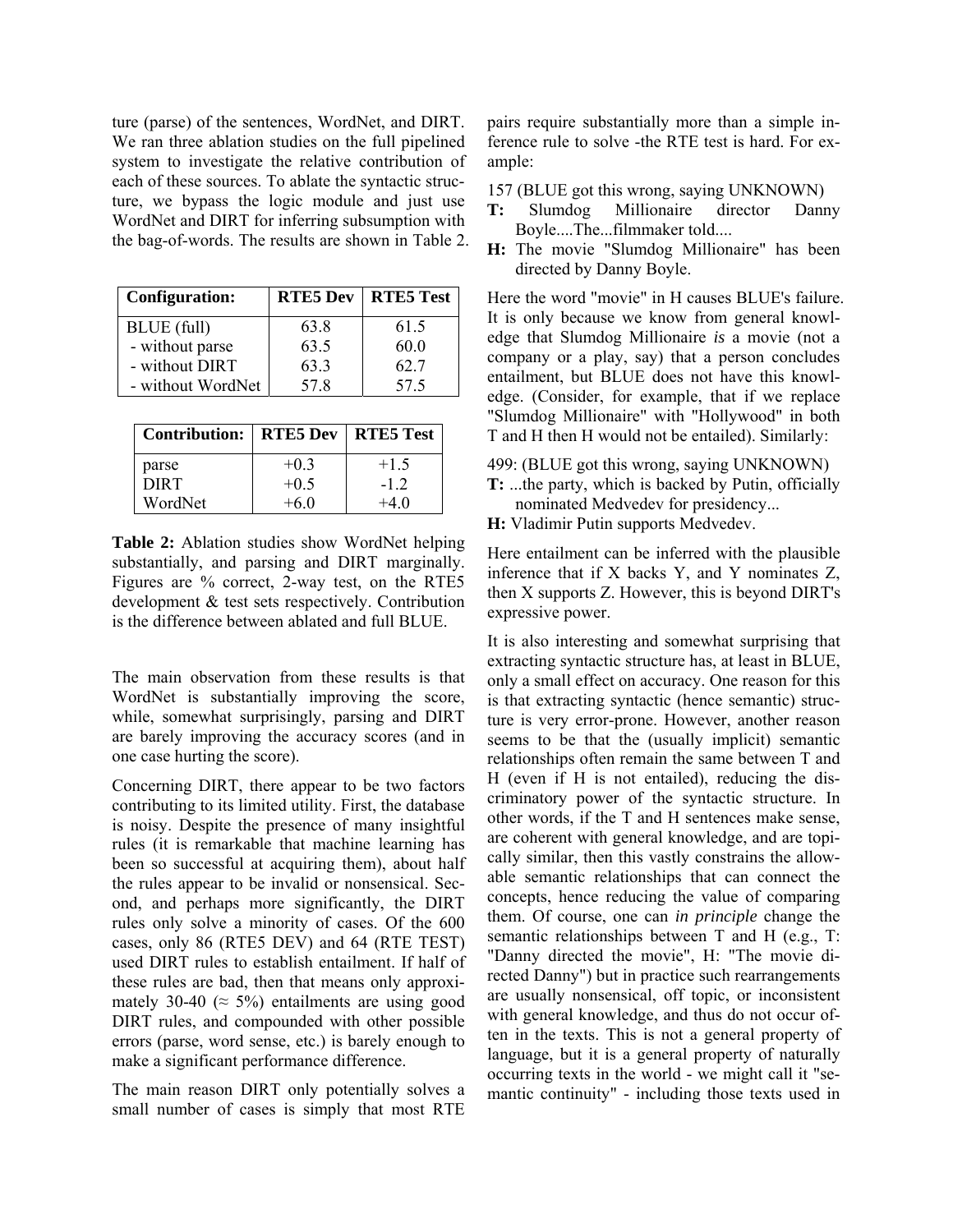ture (parse) of the sentences, WordNet, and DIRT. We ran three ablation studies on the full pipelined system to investigate the relative contribution of each of these sources. To ablate the syntactic structure, we bypass the logic module and just use WordNet and DIRT for inferring subsumption with the bag-of-words. The results are shown in Table 2.

| Configuration: | RTE5 Dev | RTE5 Test |
|---|---|---|
| BLUE (full) | 63.8 | 61.5 |
| - without parse | 63.5 | 60.0 |
| - without DIRT | 63.3 | 62.7 |
| - without WordNet | 57.8 | 57.5 |

| Contribution: | RTE5 Dev | RTE5 Test |
|---|---|---|
| parse | +0.3 | +1.5 |
| DIRT | +0.5 | -1.2 |
| WordNet | +6.0 | +4.0 |

**Table 2:** Ablation studies show WordNet helping substantially, and parsing and DIRT marginally. Figures are % correct, 2-way test, on the RTE5 development & test sets respectively. Contribution is the difference between ablated and full BLUE.

The main observation from these results is that WordNet is substantially improving the score, while, somewhat surprisingly, parsing and DIRT are barely improving the accuracy scores (and in one case hurting the score).

Concerning DIRT, there appear to be two factors contributing to its limited utility. First, the database is noisy. Despite the presence of many insightful rules (it is remarkable that machine learning has been so successful at acquiring them), about half the rules appear to be invalid or nonsensical. Second, and perhaps more significantly, the DIRT rules only solve a minority of cases. Of the 600 cases, only 86 (RTE5 DEV) and 64 (RTE TEST) used DIRT rules to establish entailment. If half of these rules are bad, then that means only approximately 30-40 ($\approx$ 5%) entailments are using good DIRT rules, and compounded with other possible errors (parse, word sense, etc.) is barely enough to make a significant performance difference.

The main reason DIRT only potentially solves a small number of cases is simply that most RTE pairs require substantially more than a simple inference rule to solve -the RTE test is hard. For example:

157 (BLUE got this wrong, saying UNKNOWN)
**T:** Slumdog Millionaire director Danny Boyle....The...filmmaker told....
**H:** The movie "Slumdog Millionaire" has been directed by Danny Boyle.

Here the word "movie" in H causes BLUE's failure. It is only because we know from general knowledge that Slumdog Millionaire *is* a movie (not a company or a play, say) that a person concludes entailment, but BLUE does not have this knowledge. (Consider, for example, that if we replace "Slumdog Millionaire" with "Hollywood" in both T and H then H would not be entailed). Similarly:

499: (BLUE got this wrong, saying UNKNOWN)
**T:** ...the party, which is backed by Putin, officially nominated Medvedev for presidency...
**H:** Vladimir Putin supports Medvedev.

Here entailment can be inferred with the plausible inference that if X backs Y, and Y nominates Z, then X supports Z. However, this is beyond DIRT's expressive power.

It is also interesting and somewhat surprising that extracting syntactic structure has, at least in BLUE, only a small effect on accuracy. One reason for this is that extracting syntactic (hence semantic) structure is very error-prone. However, another reason seems to be that the (usually implicit) semantic relationships often remain the same between T and H (even if H is not entailed), reducing the discriminatory power of the syntactic structure. In other words, if the T and H sentences make sense, are coherent with general knowledge, and are topically similar, then this vastly constrains the allowable semantic relationships that can connect the concepts, hence reducing the value of comparing them. Of course, one can *in principle* change the semantic relationships between T and H (e.g., T: "Danny directed the movie", H: "The movie directed Danny") but in practice such rearrangements are usually nonsensical, off topic, or inconsistent with general knowledge, and thus do not occur often in the texts. This is not a general property of language, but it is a general property of naturally occurring texts in the world - we might call it "semantic continuity" - including those texts used in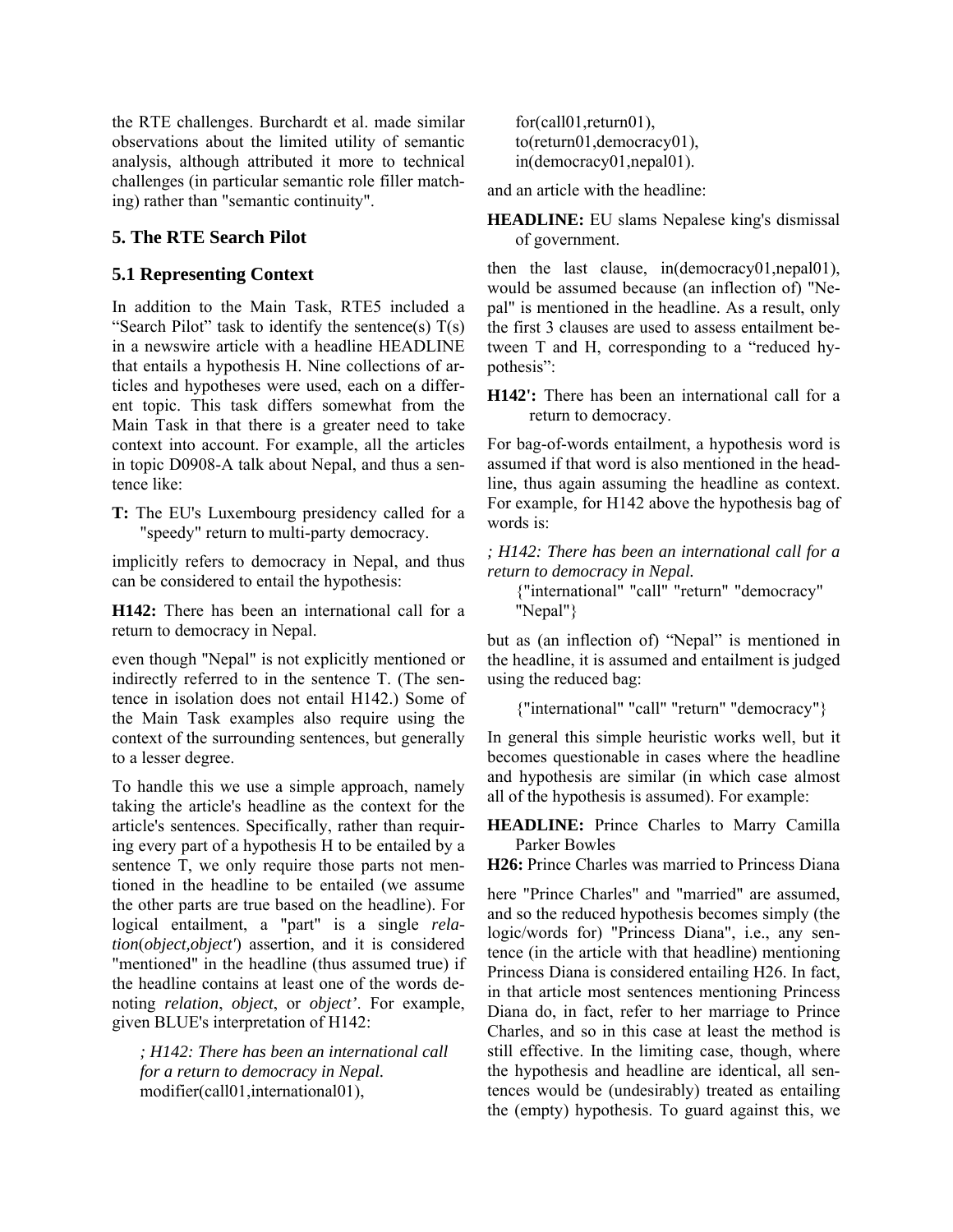the RTE challenges. Burchardt et al. made similar observations about the limited utility of semantic analysis, although attributed it more to technical challenges (in particular semantic role filler matching) rather than "semantic continuity".

## 5. The RTE Search Pilot

### 5.1 Representing Context

In addition to the Main Task, RTE5 included a "Search Pilot" task to identify the sentence(s) T(s) in a newswire article with a headline HEADLINE that entails a hypothesis H. Nine collections of articles and hypotheses were used, each on a different topic. This task differs somewhat from the Main Task in that there is a greater need to take context into account. For example, all the articles in topic D0908-A talk about Nepal, and thus a sentence like:

**T:** The EU's Luxembourg presidency called for a "speedy" return to multi-party democracy.

implicitly refers to democracy in Nepal, and thus can be considered to entail the hypothesis:

**H142:** There has been an international call for a return to democracy in Nepal.

even though "Nepal" is not explicitly mentioned or indirectly referred to in the sentence T. (The sentence in isolation does not entail H142.) Some of the Main Task examples also require using the context of the surrounding sentences, but generally to a lesser degree.

To handle this we use a simple approach, namely taking the article's headline as the context for the article's sentences. Specifically, rather than requiring every part of a hypothesis H to be entailed by a sentence T, we only require those parts not mentioned in the headline to be entailed (we assume the other parts are true based on the headline). For logical entailment, a "part" is a single *relation*(*object,object'*) assertion, and it is considered "mentioned" in the headline (thus assumed true) if the headline contains at least one of the words denoting *relation*, *object*, or *object'*. For example, given BLUE's interpretation of H142:

*; H142: There has been an international call for a return to democracy in Nepal.*
modifier(call01,international01),
for(call01,return01),
to(return01,democracy01),
in(democracy01,nepal01).

and an article with the headline:

**HEADLINE:** EU slams Nepalese king's dismissal of government.

then the last clause, in(democracy01,nepal01), would be assumed because (an inflection of) "Nepal" is mentioned in the headline. As a result, only the first 3 clauses are used to assess entailment between T and H, corresponding to a "reduced hypothesis":

**H142':** There has been an international call for a return to democracy.

For bag-of-words entailment, a hypothesis word is assumed if that word is also mentioned in the headline, thus again assuming the headline as context. For example, for H142 above the hypothesis bag of words is:

*; H142: There has been an international call for a return to democracy in Nepal.*
{"international" "call" "return" "democracy" "Nepal"}

but as (an inflection of) "Nepal" is mentioned in the headline, it is assumed and entailment is judged using the reduced bag:

{"international" "call" "return" "democracy"}

In general this simple heuristic works well, but it becomes questionable in cases where the headline and hypothesis are similar (in which case almost all of the hypothesis is assumed). For example:

**HEADLINE:** Prince Charles to Marry Camilla Parker Bowles
**H26:** Prince Charles was married to Princess Diana

here "Prince Charles" and "married" are assumed, and so the reduced hypothesis becomes simply (the logic/words for) "Princess Diana", i.e., any sentence (in the article with that headline) mentioning Princess Diana is considered entailing H26. In fact, in that article most sentences mentioning Princess Diana do, in fact, refer to her marriage to Prince Charles, and so in this case at least the method is still effective. In the limiting case, though, where the hypothesis and headline are identical, all sentences would be (undesirably) treated as entailing the (empty) hypothesis. To guard against this, we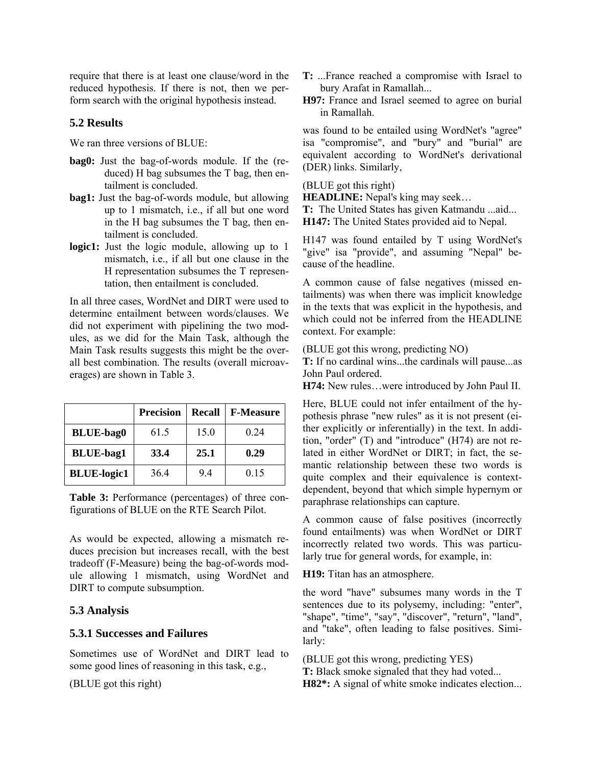require that there is at least one clause/word in the reduced hypothesis. If there is not, then we perform search with the original hypothesis instead.

### 5.2 Results

We ran three versions of BLUE:

- **bag0:** Just the bag-of-words module. If the (reduced) H bag subsumes the T bag, then entailment is concluded.
- **bag1:** Just the bag-of-words module, but allowing up to 1 mismatch, i.e., if all but one word in the H bag subsumes the T bag, then entailment is concluded.
- **logic1:** Just the logic module, allowing up to 1 mismatch, i.e., if all but one clause in the H representation subsumes the T representation, then entailment is concluded.

In all three cases, WordNet and DIRT were used to determine entailment between words/clauses. We did not experiment with pipelining the two modules, as we did for the Main Task, although the Main Task results suggests this might be the overall best combination. The results (overall microaverages) are shown in Table 3.

| | Precision | Recall | F-Measure |
|---|---|---|---|
| **BLUE-bag0** | 61.5 | 15.0 | 0.24 |
| **BLUE-bag1** | **33.4** | **25.1** | **0.29** |
| **BLUE-logic1** | 36.4 | 9.4 | 0.15 |

**Table 3:** Performance (percentages) of three configurations of BLUE on the RTE Search Pilot.

As would be expected, allowing a mismatch reduces precision but increases recall, with the best tradeoff (F-Measure) being the bag-of-words module allowing 1 mismatch, using WordNet and DIRT to compute subsumption.

### 5.3 Analysis

#### 5.3.1 Successes and Failures

Sometimes use of WordNet and DIRT lead to some good lines of reasoning in this task, e.g.,

(BLUE got this right)

**T:** ...France reached a compromise with Israel to bury Arafat in Ramallah...

**H97:** France and Israel seemed to agree on burial in Ramallah.

was found to be entailed using WordNet's "agree" isa "compromise", and "bury" and "burial" are equivalent according to WordNet's derivational (DER) links. Similarly,

(BLUE got this right)

**HEADLINE:** Nepal's king may seek…

**T:** The United States has given Katmandu ...aid...

**H147:** The United States provided aid to Nepal.

H147 was found entailed by T using WordNet's "give" isa "provide", and assuming "Nepal" because of the headline.

A common cause of false negatives (missed entailments) was when there was implicit knowledge in the texts that was explicit in the hypothesis, and which could not be inferred from the HEADLINE context. For example:

(BLUE got this wrong, predicting NO)

**T:** If no cardinal wins...the cardinals will pause...as John Paul ordered.

**H74:** New rules…were introduced by John Paul II.

Here, BLUE could not infer entailment of the hypothesis phrase "new rules" as it is not present (either explicitly or inferentially) in the text. In addition, "order" (T) and "introduce" (H74) are not related in either WordNet or DIRT; in fact, the semantic relationship between these two words is quite complex and their equivalence is context-dependent, beyond that which simple hypernym or paraphrase relationships can capture.

A common cause of false positives (incorrectly found entailments) was when WordNet or DIRT incorrectly related two words. This was particularly true for general words, for example, in:

**H19:** Titan has an atmosphere.

the word "have" subsumes many words in the T sentences due to its polysemy, including: "enter", "shape", "time", "say", "discover", "return", "land", and "take", often leading to false positives. Similarly:

(BLUE got this wrong, predicting YES)

**T:** Black smoke signaled that they had voted...

**H82*:** A signal of white smoke indicates election...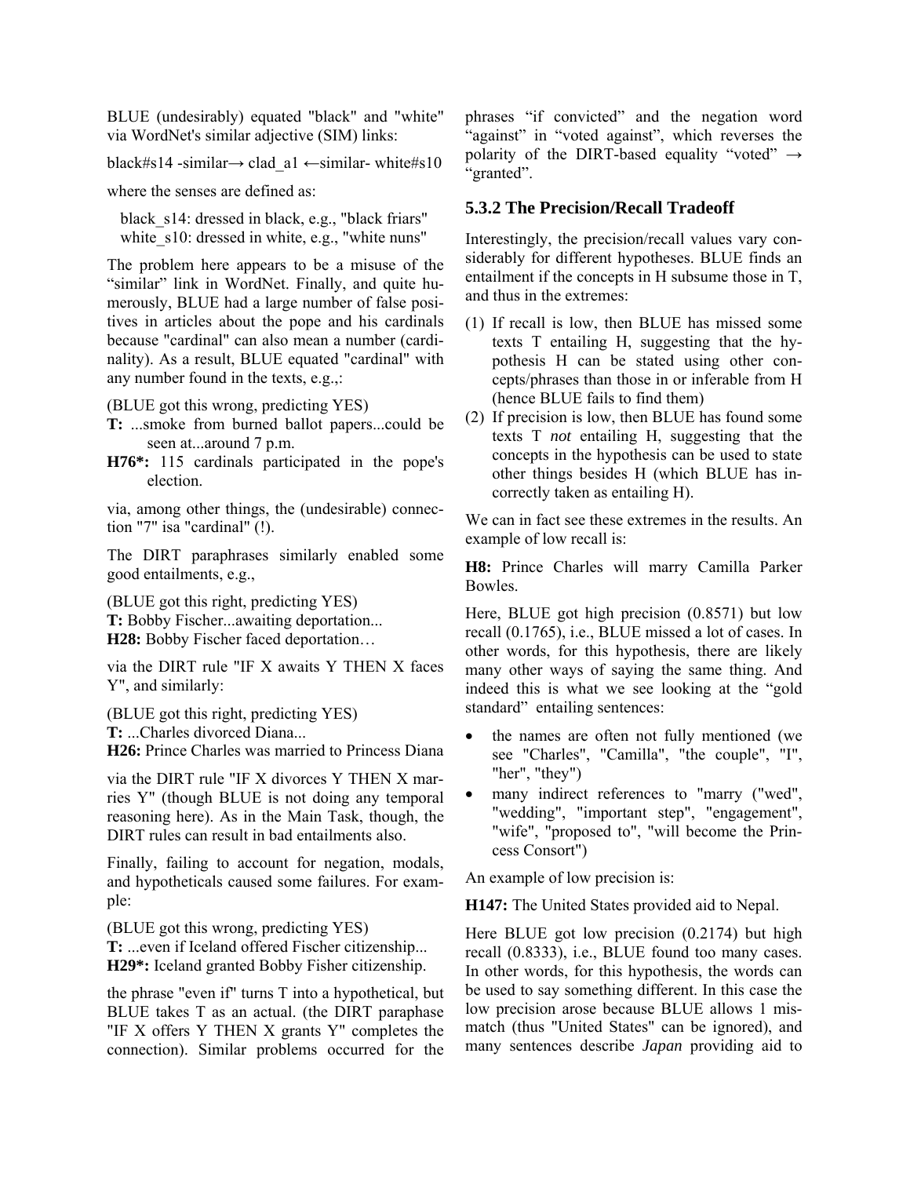BLUE (undesirably) equated "black" and "white" via WordNet's similar adjective (SIM) links:

black#s14 -similar→ clad_a1 ←similar- white#s10

where the senses are defined as:

black_s14: dressed in black, e.g., "black friars"
white_s10: dressed in white, e.g., "white nuns"

The problem here appears to be a misuse of the "similar" link in WordNet. Finally, and quite humerously, BLUE had a large number of false positives in articles about the pope and his cardinals because "cardinal" can also mean a number (cardinality). As a result, BLUE equated "cardinal" with any number found in the texts, e.g.,:

(BLUE got this wrong, predicting YES)
**T:** ...smoke from burned ballot papers...could be seen at...around 7 p.m.
**H76*:** 115 cardinals participated in the pope's election.

via, among other things, the (undesirable) connection "7" isa "cardinal" (!).

The DIRT paraphrases similarly enabled some good entailments, e.g.,

(BLUE got this right, predicting YES)
**T:** Bobby Fischer...awaiting deportation...
**H28:** Bobby Fischer faced deportation…

via the DIRT rule "IF X awaits Y THEN X faces Y", and similarly:

(BLUE got this right, predicting YES)
**T:** ...Charles divorced Diana...
**H26:** Prince Charles was married to Princess Diana

via the DIRT rule "IF X divorces Y THEN X marries Y" (though BLUE is not doing any temporal reasoning here). As in the Main Task, though, the DIRT rules can result in bad entailments also.

Finally, failing to account for negation, modals, and hypotheticals caused some failures. For example:

(BLUE got this wrong, predicting YES)
**T:** ...even if Iceland offered Fischer citizenship...
**H29*:** Iceland granted Bobby Fisher citizenship.

the phrase "even if" turns T into a hypothetical, but BLUE takes T as an actual. (the DIRT paraphase "IF X offers Y THEN X grants Y" completes the connection). Similar problems occurred for the phrases "if convicted" and the negation word "against" in "voted against", which reverses the polarity of the DIRT-based equality "voted" → "granted".

### 5.3.2 The Precision/Recall Tradeoff

Interestingly, the precision/recall values vary considerably for different hypotheses. BLUE finds an entailment if the concepts in H subsume those in T, and thus in the extremes:

(1) If recall is low, then BLUE has missed some texts T entailing H, suggesting that the hypothesis H can be stated using other concepts/phrases than those in or inferable from H (hence BLUE fails to find them)
(2) If precision is low, then BLUE has found some texts T *not* entailing H, suggesting that the concepts in the hypothesis can be used to state other things besides H (which BLUE has incorrectly taken as entailing H).

We can in fact see these extremes in the results. An example of low recall is:

**H8:** Prince Charles will marry Camilla Parker Bowles.

Here, BLUE got high precision (0.8571) but low recall (0.1765), i.e., BLUE missed a lot of cases. In other words, for this hypothesis, there are likely many other ways of saying the same thing. And indeed this is what we see looking at the "gold standard" entailing sentences:

- the names are often not fully mentioned (we see "Charles", "Camilla", "the couple", "I", "her", "they")
- many indirect references to "marry ("wed", "wedding", "important step", "engagement", "wife", "proposed to", "will become the Princess Consort")

An example of low precision is:

**H147:** The United States provided aid to Nepal.

Here BLUE got low precision (0.2174) but high recall (0.8333), i.e., BLUE found too many cases. In other words, for this hypothesis, the words can be used to say something different. In this case the low precision arose because BLUE allows 1 mismatch (thus "United States" can be ignored), and many sentences describe *Japan* providing aid to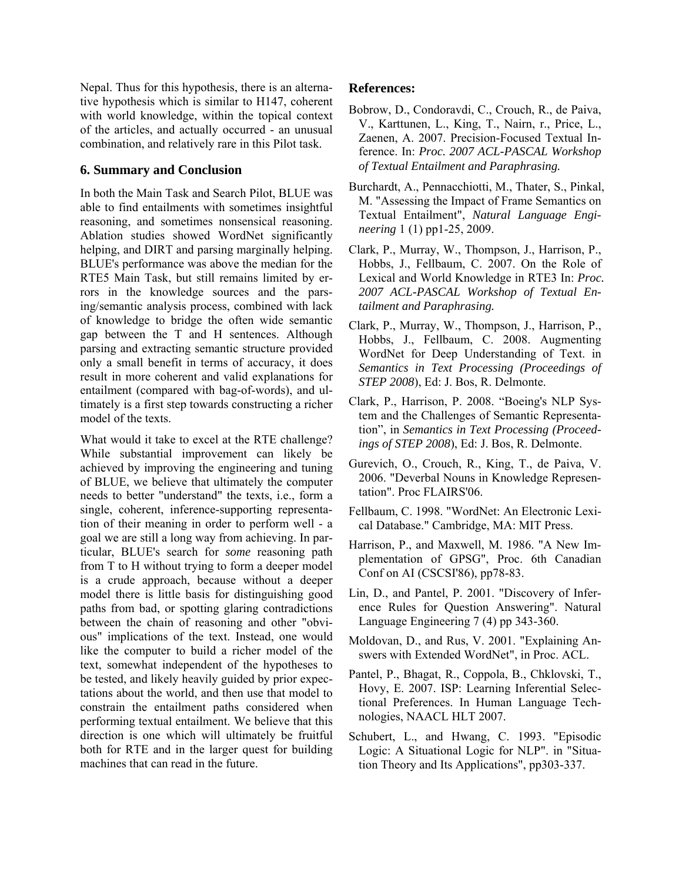Nepal. Thus for this hypothesis, there is an alternative hypothesis which is similar to H147, coherent with world knowledge, within the topical context of the articles, and actually occurred - an unusual combination, and relatively rare in this Pilot task.

## 6. Summary and Conclusion

In both the Main Task and Search Pilot, BLUE was able to find entailments with sometimes insightful reasoning, and sometimes nonsensical reasoning. Ablation studies showed WordNet significantly helping, and DIRT and parsing marginally helping. BLUE's performance was above the median for the RTE5 Main Task, but still remains limited by errors in the knowledge sources and the parsing/semantic analysis process, combined with lack of knowledge to bridge the often wide semantic gap between the T and H sentences. Although parsing and extracting semantic structure provided only a small benefit in terms of accuracy, it does result in more coherent and valid explanations for entailment (compared with bag-of-words), and ultimately is a first step towards constructing a richer model of the texts.

What would it take to excel at the RTE challenge? While substantial improvement can likely be achieved by improving the engineering and tuning of BLUE, we believe that ultimately the computer needs to better "understand" the texts, i.e., form a single, coherent, inference-supporting representation of their meaning in order to perform well - a goal we are still a long way from achieving. In particular, BLUE's search for *some* reasoning path from T to H without trying to form a deeper model is a crude approach, because without a deeper model there is little basis for distinguishing good paths from bad, or spotting glaring contradictions between the chain of reasoning and other "obvious" implications of the text. Instead, one would like the computer to build a richer model of the text, somewhat independent of the hypotheses to be tested, and likely heavily guided by prior expectations about the world, and then use that model to constrain the entailment paths considered when performing textual entailment. We believe that this direction is one which will ultimately be fruitful both for RTE and in the larger quest for building machines that can read in the future.

## References:

Bobrow, D., Condoravdi, C., Crouch, R., de Paiva, V., Karttunen, L., King, T., Nairn, r., Price, L., Zaenen, A. 2007. Precision-Focused Textual Inference. In: *Proc. 2007 ACL-PASCAL Workshop of Textual Entailment and Paraphrasing.*

Burchardt, A., Pennacchiotti, M., Thater, S., Pinkal, M. "Assessing the Impact of Frame Semantics on Textual Entailment", *Natural Language Engineering* 1 (1) pp1-25, 2009.

Clark, P., Murray, W., Thompson, J., Harrison, P., Hobbs, J., Fellbaum, C. 2007. On the Role of Lexical and World Knowledge in RTE3 In: *Proc. 2007 ACL-PASCAL Workshop of Textual Entailment and Paraphrasing.*

Clark, P., Murray, W., Thompson, J., Harrison, P., Hobbs, J., Fellbaum, C. 2008. Augmenting WordNet for Deep Understanding of Text. in *Semantics in Text Processing (Proceedings of STEP 2008*), Ed: J. Bos, R. Delmonte.

Clark, P., Harrison, P. 2008. “Boeing's NLP System and the Challenges of Semantic Representation”, in *Semantics in Text Processing (Proceedings of STEP 2008*), Ed: J. Bos, R. Delmonte.

Gurevich, O., Crouch, R., King, T., de Paiva, V. 2006. "Deverbal Nouns in Knowledge Representation". Proc FLAIRS'06.

Fellbaum, C. 1998. "WordNet: An Electronic Lexical Database." Cambridge, MA: MIT Press.

Harrison, P., and Maxwell, M. 1986. "A New Implementation of GPSG", Proc. 6th Canadian Conf on AI (CSCSI'86), pp78-83.

Lin, D., and Pantel, P. 2001. "Discovery of Inference Rules for Question Answering". Natural Language Engineering 7 (4) pp 343-360.

Moldovan, D., and Rus, V. 2001. "Explaining Answers with Extended WordNet", in Proc. ACL.

Pantel, P., Bhagat, R., Coppola, B., Chklovski, T., Hovy, E. 2007. ISP: Learning Inferential Selectional Preferences. In Human Language Technologies, NAACL HLT 2007.

Schubert, L., and Hwang, C. 1993. "Episodic Logic: A Situational Logic for NLP". in "Situation Theory and Its Applications", pp303-337.